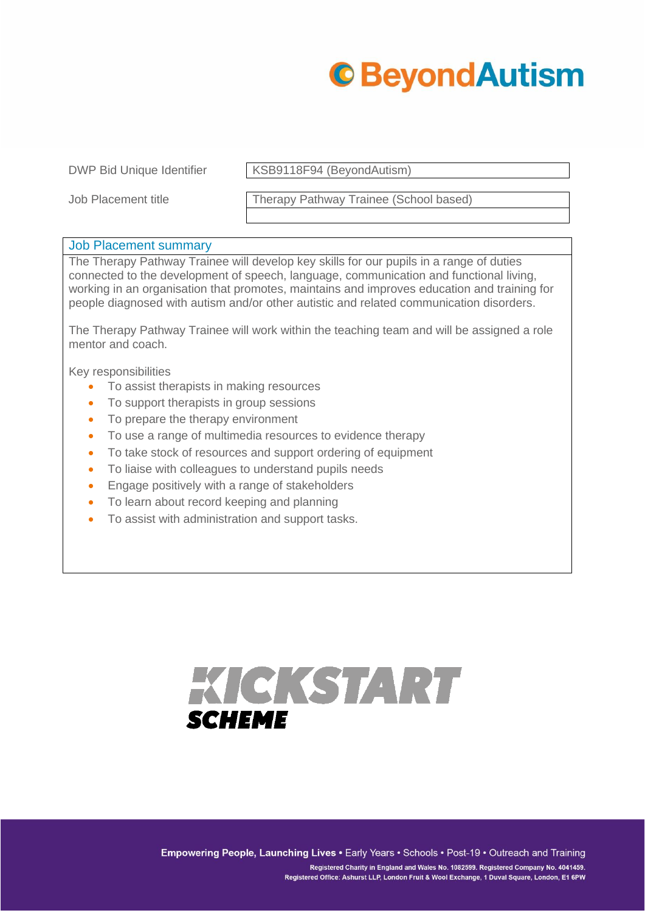| DWP Bid Unique Identifier | KSB9118F94 (BeyondAutism) |
|---|---|
| Job Placement title | Therapy Pathway Trainee (School based) |

## Job Placement summary

The Therapy Pathway Trainee will develop key skills for our pupils in a range of duties connected to the development of speech, language, communication and functional living, working in an organisation that promotes, maintains and improves education and training for people diagnosed with autism and/or other autistic and related communication disorders.

The Therapy Pathway Trainee will work within the teaching team and will be assigned a role mentor and coach.

Key responsibilities

- To assist therapists in making resources
- To support therapists in group sessions
- To prepare the therapy environment
- To use a range of multimedia resources to evidence therapy
- To take stock of resources and support ordering of equipment
- To liaise with colleagues to understand pupils needs
- Engage positively with a range of stakeholders
- To learn about record keeping and planning
- To assist with administration and support tasks.

KICKSTART SCHEME

**Empowering People, Launching Lives** • Early Years • Schools • Post-19 • Outreach and Training

Registered Charity in England and Wales No. 1082599. Registered Company No. 4041459.
Registered Office: Ashurst LLP, London Fruit & Wool Exchange, 1 Duval Square, London, E1 6PW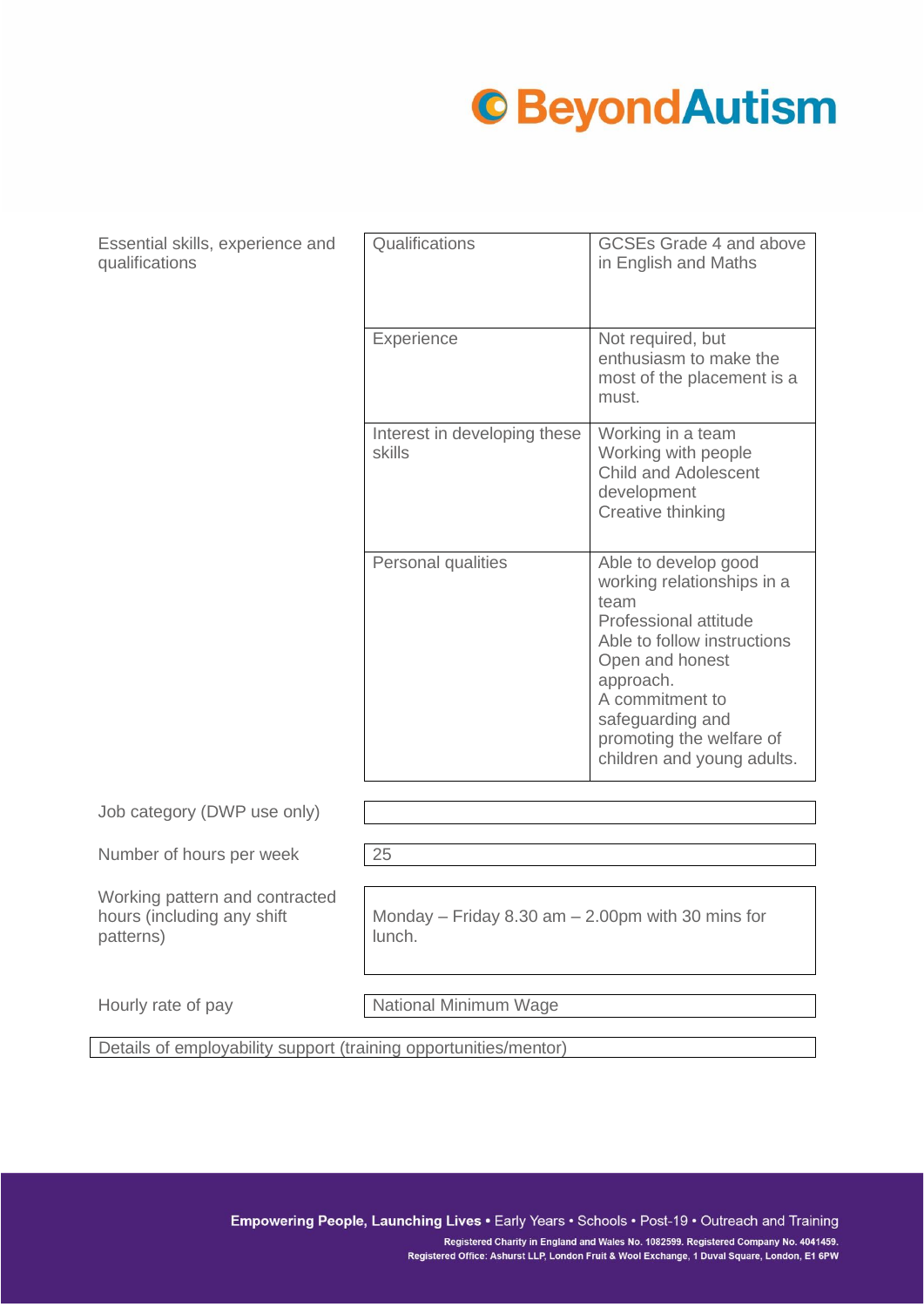| Essential skills, experience and qualifications | Qualifications | GCSEs Grade 4 and above in English and Maths |
|---|---|---|
| | Experience | Not required, but enthusiasm to make the most of the placement is a must. |
| | Interest in developing these skills | Working in a team<br>Working with people<br>Child and Adolescent development<br>Creative thinking |
| | Personal qualities | Able to develop good working relationships in a team<br>Professional attitude<br>Able to follow instructions<br>Open and honest approach.<br>A commitment to safeguarding and promoting the welfare of children and young adults. |

| | |
|---|---|
| Job category (DWP use only) | |
| Number of hours per week | 25 |
| Working pattern and contracted hours (including any shift patterns) | Monday – Friday 8.30 am – 2.00pm with 30 mins for lunch. |
| Hourly rate of pay | National Minimum Wage |

| Details of employability support (training opportunities/mentor) |
|---|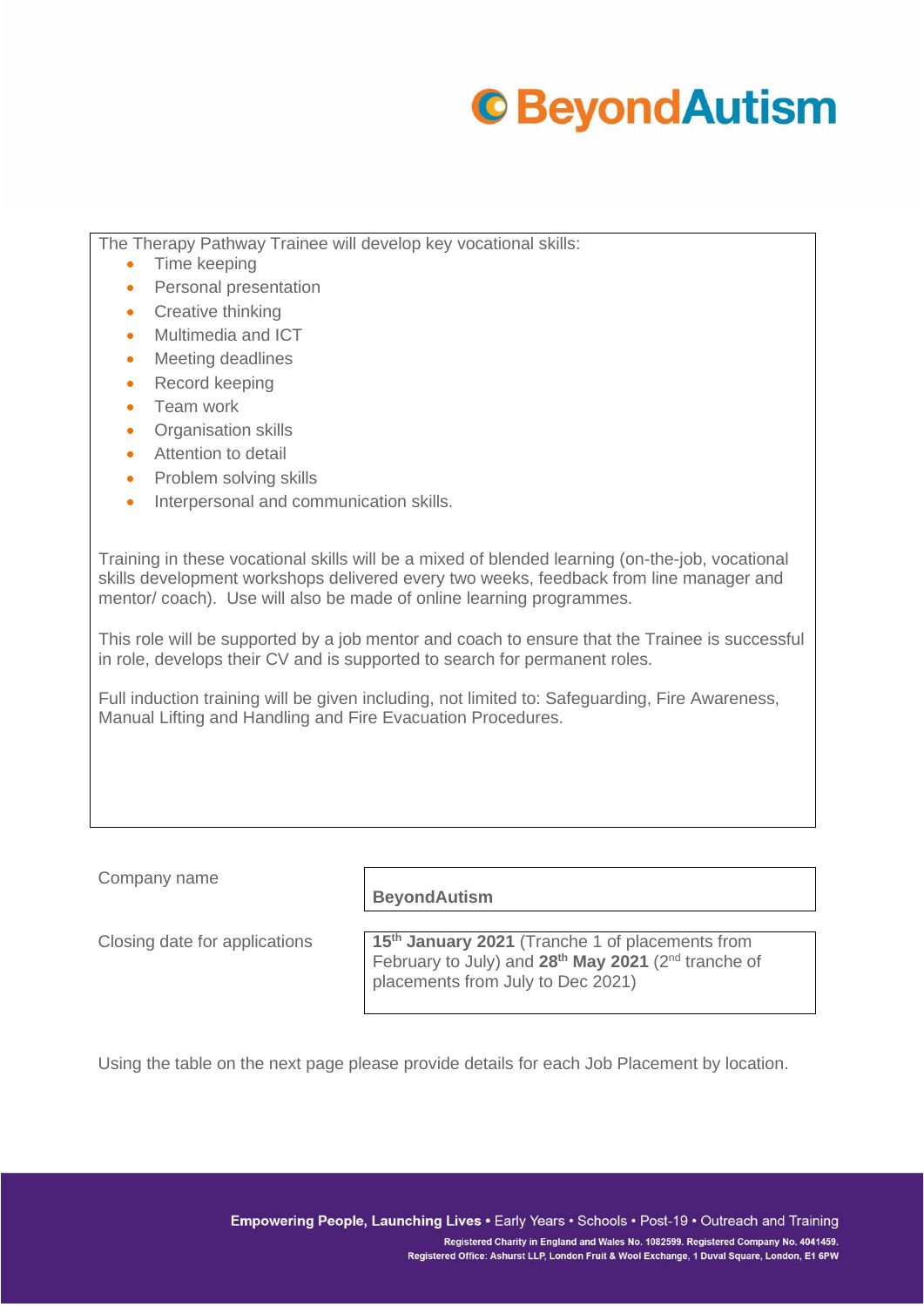The Therapy Pathway Trainee will develop key vocational skills:

- Time keeping
- Personal presentation
- Creative thinking
- Multimedia and ICT
- Meeting deadlines
- Record keeping
- Team work
- Organisation skills
- Attention to detail
- Problem solving skills
- Interpersonal and communication skills.

Training in these vocational skills will be a mixed of blended learning (on-the-job, vocational skills development workshops delivered every two weeks, feedback from line manager and mentor/ coach). Use will also be made of online learning programmes.

This role will be supported by a job mentor and coach to ensure that the Trainee is successful in role, develops their CV and is supported to search for permanent roles.

Full induction training will be given including, not limited to: Safeguarding, Fire Awareness, Manual Lifting and Handling and Fire Evacuation Procedures.

| | |
|---|---|
| Company name | **BeyondAutism** |
| Closing date for applications | **15th January 2021** (Tranche 1 of placements from February to July) and **28th May 2021** (2nd tranche of placements from July to Dec 2021) |

Using the table on the next page please provide details for each Job Placement by location.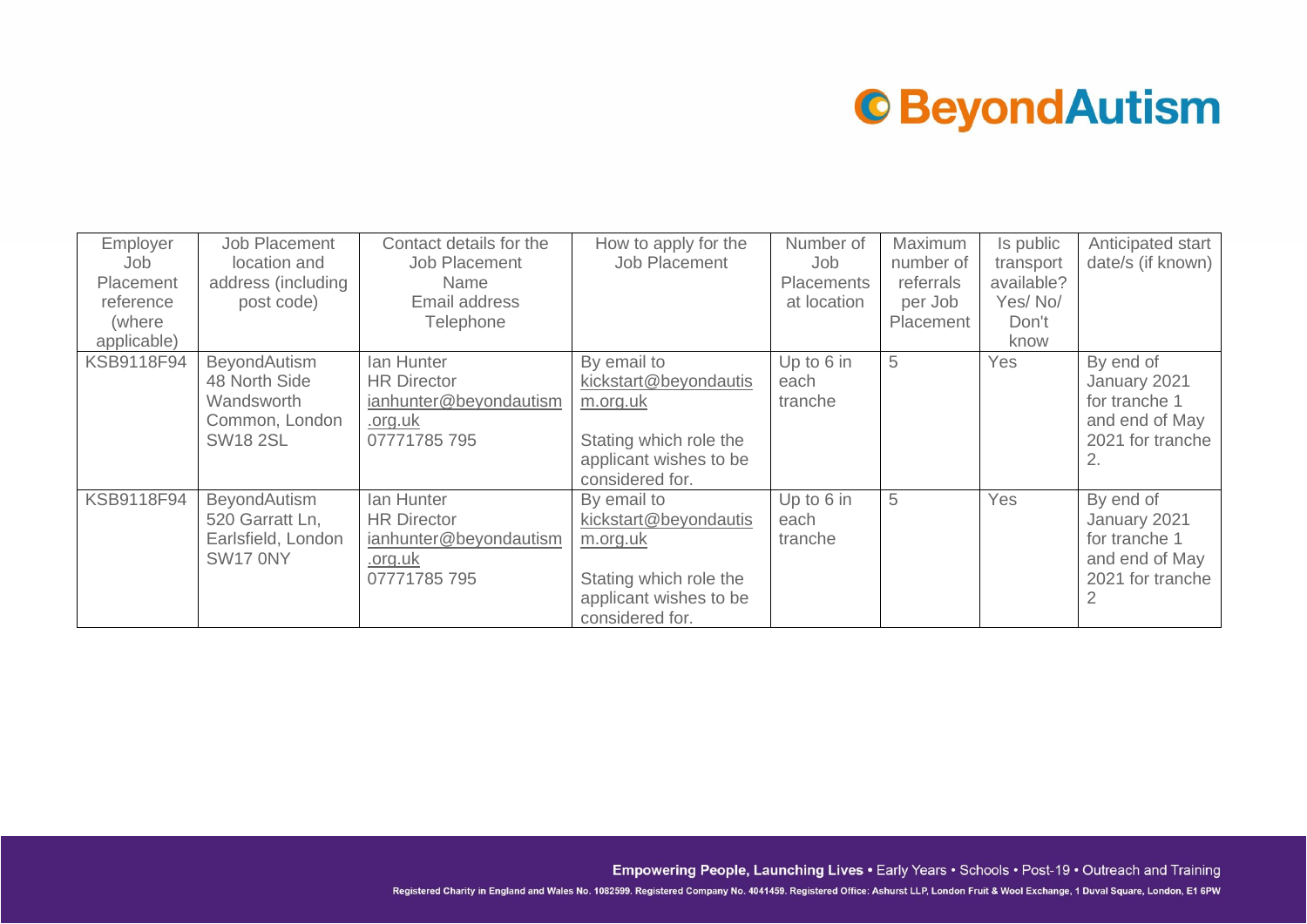| Employer Job Placement reference (where applicable) | Job Placement location and address (including post code) | Contact details for the Job Placement Name Email address Telephone | How to apply for the Job Placement | Number of Job Placements at location | Maximum number of referrals per Job Placement | Is public transport available? Yes/ No/ Don't know | Anticipated start date/s (if known) |
|---|---|---|---|---|---|---|---|
| KSB9118F94 | BeyondAutism 48 North Side Wandsworth Common, London SW18 2SL | Ian Hunter HR Director ianhunter@beyondautism.org.uk 07771785 795 | By email to kickstart@beyondautism.org.uk Stating which role the applicant wishes to be considered for. | Up to 6 in each tranche | 5 | Yes | By end of January 2021 for tranche 1 and end of May 2021 for tranche 2. |
| KSB9118F94 | BeyondAutism 520 Garratt Ln, Earlsfield, London SW17 0NY | Ian Hunter HR Director ianhunter@beyondautism.org.uk 07771785 795 | By email to kickstart@beyondautism.org.uk Stating which role the applicant wishes to be considered for. | Up to 6 in each tranche | 5 | Yes | By end of January 2021 for tranche 1 and end of May 2021 for tranche 2 |